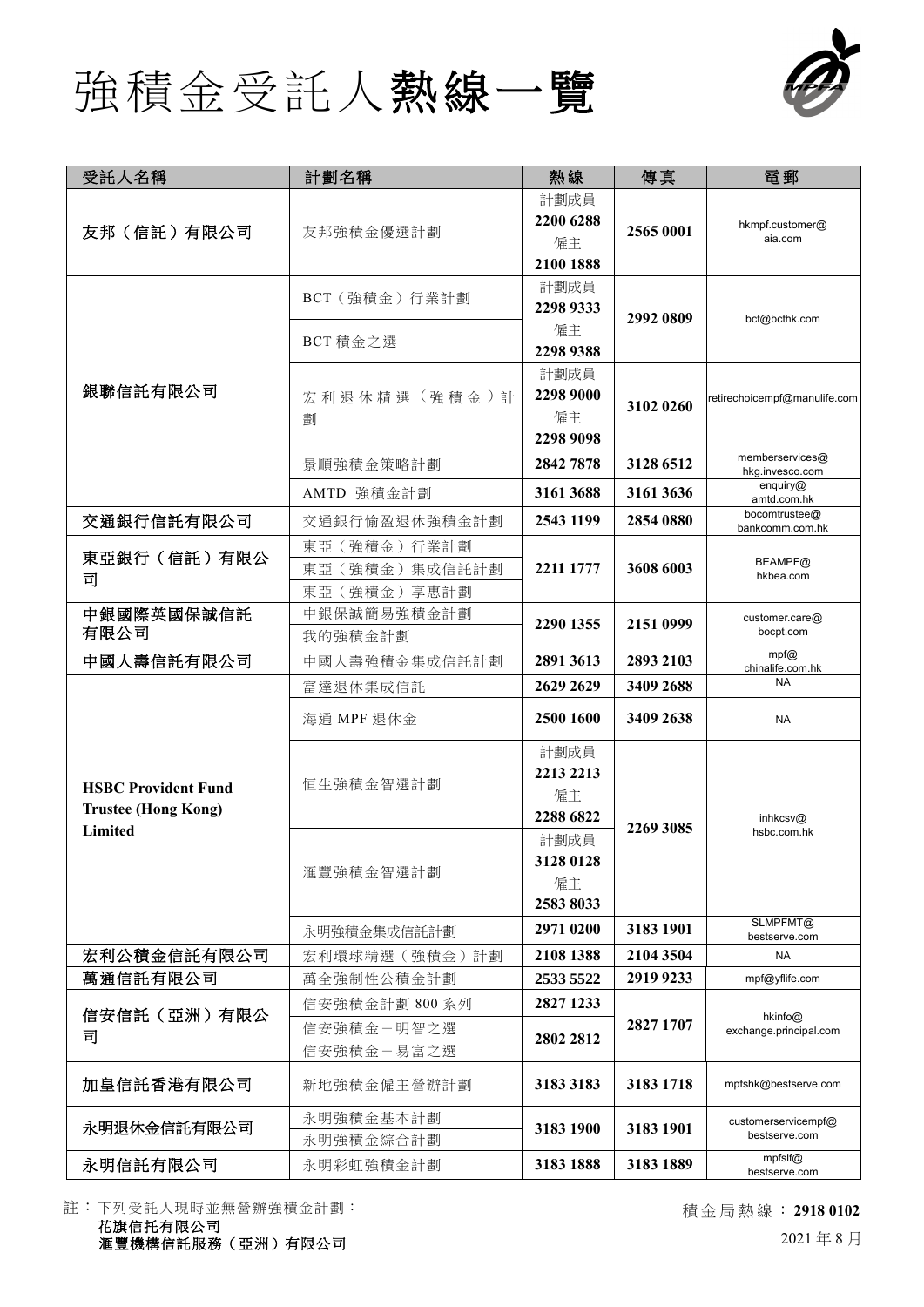# 強積金受託人熱線一覽

| 受託人名稱 | 計劃名稱 | 熱線 | 傳真 | 電郵 |
|---|---|---|---|---|
| 友邦（信託）有限公司 | 友邦強積金優選計劃 | 計劃成員 2200 6288 僱主 2100 1888 | 2565 0001 | hkmpf.customer@aia.com |
| 銀聯信託有限公司 | BCT（強積金）行業計劃 | 計劃成員 2298 9333 僱主 2298 9388 | 2992 0809 | bct@bcthk.com |
| | BCT 積金之選 | | | |
| | 宏利退休精選（強積金）計劃 | 計劃成員 2298 9000 僱主 2298 9098 | 3102 0260 | retirechoicempf@manulife.com |
| | 景順強積金策略計劃 | 2842 7878 | 3128 6512 | memberservices@hkg.invesco.com |
| | AMTD 強積金計劃 | 3161 3688 | 3161 3636 | enquiry@amtd.com.hk |
| 交通銀行信託有限公司 | 交通銀行愉盈退休強積金計劃 | 2543 1199 | 2854 0880 | bocomtrustee@bankcomm.com.hk |
| 東亞銀行（信託）有限公司 | 東亞（強積金）行業計劃 | 2211 1777 | 3608 6003 | BEAMPF@hkbea.com |
| | 東亞（強積金）集成信託計劃 | | | |
| | 東亞（強積金）享惠計劃 | | | |
| 中銀國際英國保誠信託有限公司 | 中銀保誠簡易強積金計劃 | 2290 1355 | 2151 0999 | customer.care@bocpt.com |
| | 我的強積金計劃 | | | |
| 中國人壽信託有限公司 | 中國人壽強積金集成信託計劃 | 2891 3613 | 2893 2103 | mpf@chinalife.com.hk |
| **HSBC Provident Fund Trustee (Hong Kong) Limited** | 富達退休集成信託 | 2629 2629 | 3409 2688 | NA |
| | 海通 MPF 退休金 | 2500 1600 | 3409 2638 | NA |
| | 恒生強積金智選計劃 | 計劃成員 2213 2213 僱主 2288 6822 | 2269 3085 | inhkcsv@hsbc.com.hk |
| | 滙豐強積金智選計劃 | 計劃成員 3128 0128 僱主 2583 8033 | | |
| | 永明強積金集成信託計劃 | 2971 0200 | 3183 1901 | SLMPFMT@bestserve.com |
| 宏利公積金信託有限公司 | 宏利環球精選（強積金）計劃 | 2108 1388 | 2104 3504 | NA |
| 萬通信託有限公司 | 萬全強制性公積金計劃 | 2533 5522 | 2919 9233 | mpf@yflife.com |
| 信安信託（亞洲）有限公司 | 信安強積金計劃 800 系列 | 2827 1233 | 2827 1707 | hkinfo@exchange.principal.com |
| | 信安強積金－明智之選 | 2802 2812 | | |
| | 信安強積金－易富之選 | | | |
| 加皇信託香港有限公司 | 新地強積金僱主營辦計劃 | 3183 3183 | 3183 1718 | mpfshk@bestserve.com |
| 永明退休金信託有限公司 | 永明強積金基本計劃 | 3183 1900 | 3183 1901 | customerservicempf@bestserve.com |
| | 永明強積金綜合計劃 | | | |
| 永明信託有限公司 | 永明彩虹強積金計劃 | 3183 1888 | 3183 1889 | mpfslf@bestserve.com |

註：下列受託人現時並無營辦強積金計劃：
**花旗信託有限公司**
**滙豐機構信託服務（亞洲）有限公司**

積金局熱線：**2918 0102**

2021 年 8 月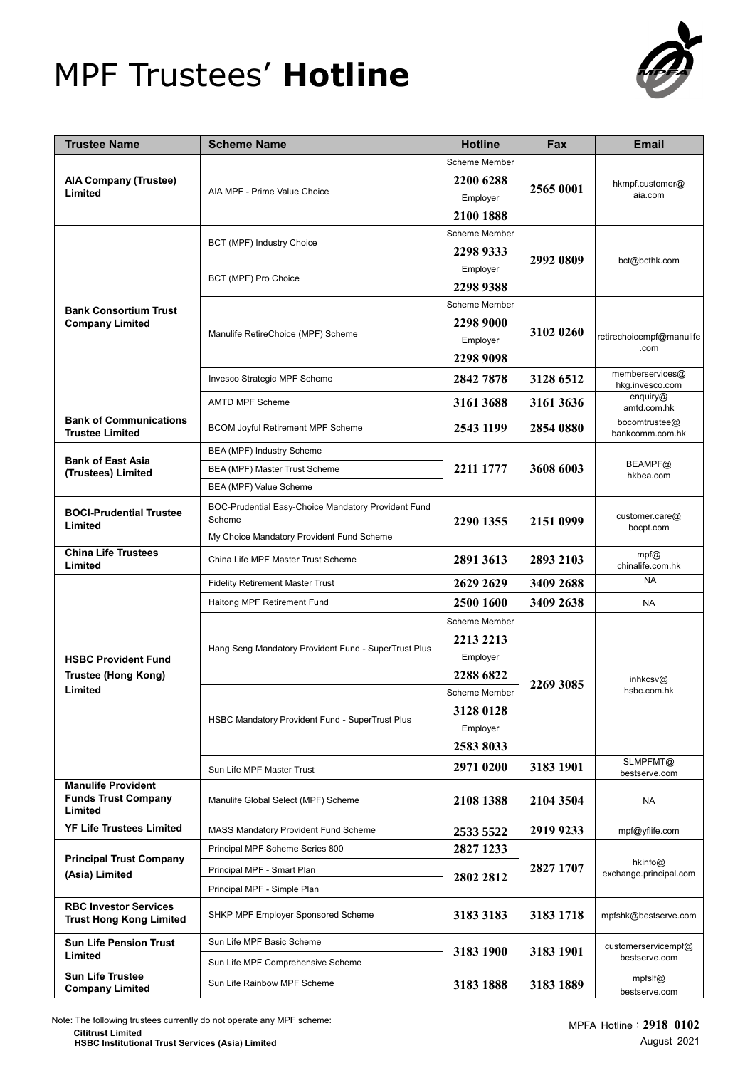# MPF Trustees' **Hotline**

| Trustee Name | Scheme Name | Hotline | Fax | Email |
|---|---|---|---|---|
| **AIA Company (Trustee) Limited** | AIA MPF - Prime Value Choice | Scheme Member **2200 6288** Employer **2100 1888** | **2565 0001** | hkmpf.customer@aia.com |
| **Bank Consortium Trust Company Limited** | BCT (MPF) Industry Choice | Scheme Member **2298 9333** Employer **2298 9388** | **2992 0809** | bct@bcthk.com |
| | BCT (MPF) Pro Choice | | | |
| | Manulife RetireChoice (MPF) Scheme | Scheme Member **2298 9000** Employer **2298 9098** | **3102 0260** | retirechoicempf@manulife.com |
| | Invesco Strategic MPF Scheme | **2842 7878** | **3128 6512** | memberservices@hkg.invesco.com |
| | AMTD MPF Scheme | **3161 3688** | **3161 3636** | enquiry@amtd.com.hk |
| **Bank of Communications Trustee Limited** | BCOM Joyful Retirement MPF Scheme | **2543 1199** | **2854 0880** | bocomtrustee@bankcomm.com.hk |
| **Bank of East Asia (Trustees) Limited** | BEA (MPF) Industry Scheme | **2211 1777** | **3608 6003** | BEAMPF@hkbea.com |
| | BEA (MPF) Master Trust Scheme | | | |
| | BEA (MPF) Value Scheme | | | |
| **BOCI-Prudential Trustee Limited** | BOC-Prudential Easy-Choice Mandatory Provident Fund Scheme | **2290 1355** | **2151 0999** | customer.care@bocpt.com |
| | My Choice Mandatory Provident Fund Scheme | | | |
| **China Life Trustees Limited** | China Life MPF Master Trust Scheme | **2891 3613** | **2893 2103** | mpf@chinalife.com.hk |
| **HSBC Provident Fund Trustee (Hong Kong) Limited** | Fidelity Retirement Master Trust | **2629 2629** | **3409 2688** | NA |
| | Haitong MPF Retirement Fund | **2500 1600** | **3409 2638** | NA |
| | Hang Seng Mandatory Provident Fund - SuperTrust Plus | Scheme Member **2213 2213** Employer **2288 6822** | **2269 3085** | inhkcsv@hsbc.com.hk |
| | HSBC Mandatory Provident Fund - SuperTrust Plus | Scheme Member **3128 0128** Employer **2583 8033** | | |
| | Sun Life MPF Master Trust | **2971 0200** | **3183 1901** | SLMPFMT@bestserve.com |
| **Manulife Provident Funds Trust Company Limited** | Manulife Global Select (MPF) Scheme | **2108 1388** | **2104 3504** | NA |
| **YF Life Trustees Limited** | MASS Mandatory Provident Fund Scheme | **2533 5522** | **2919 9233** | mpf@yflife.com |
| **Principal Trust Company (Asia) Limited** | Principal MPF Scheme Series 800 | **2827 1233** | **2827 1707** | hkinfo@exchange.principal.com |
| | Principal MPF - Smart Plan | **2802 2812** | | |
| | Principal MPF - Simple Plan | | | |
| **RBC Investor Services Trust Hong Kong Limited** | SHKP MPF Employer Sponsored Scheme | **3183 3183** | **3183 1718** | mpfshk@bestserve.com |
| **Sun Life Pension Trust Limited** | Sun Life MPF Basic Scheme | **3183 1900** | **3183 1901** | customerservicempf@bestserve.com |
| | Sun Life MPF Comprehensive Scheme | | | |
| **Sun Life Trustee Company Limited** | Sun Life Rainbow MPF Scheme | **3183 1888** | **3183 1889** | mpfslf@bestserve.com |

Note: The following trustees currently do not operate any MPF scheme:
**Cititrust Limited**
**HSBC Institutional Trust Services (Asia) Limited**

MPFA Hotline : **2918 0102**

August 2021